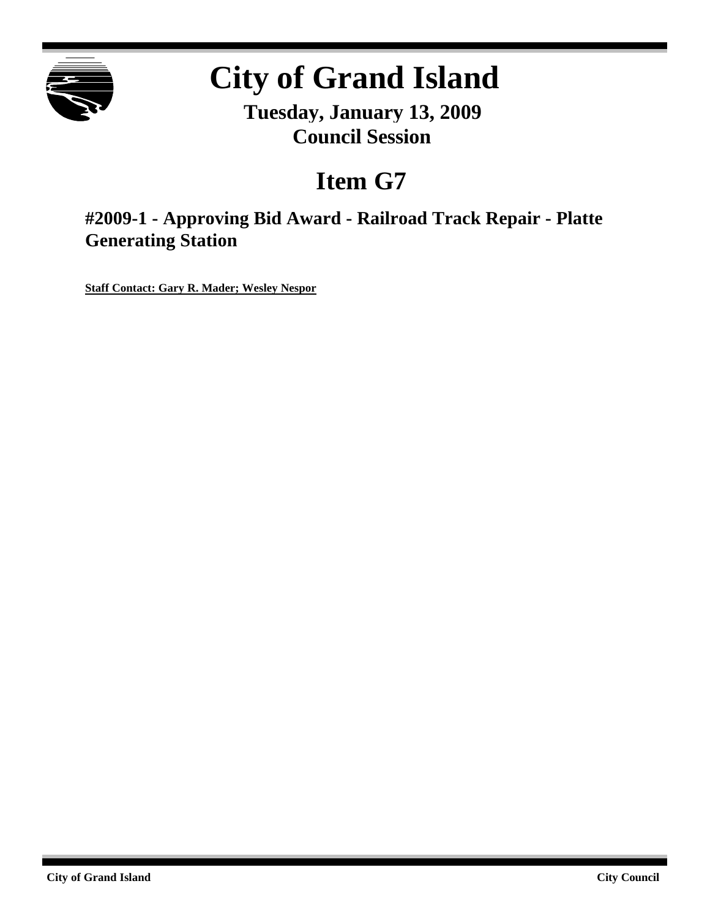# City of Grand Island

**Tuesday, January 13, 2009**
**Council Session**

## Item G7

### #2009-1 - Approving Bid Award - Railroad Track Repair - Platte Generating Station

**Staff Contact: Gary R. Mader; Wesley Nespor**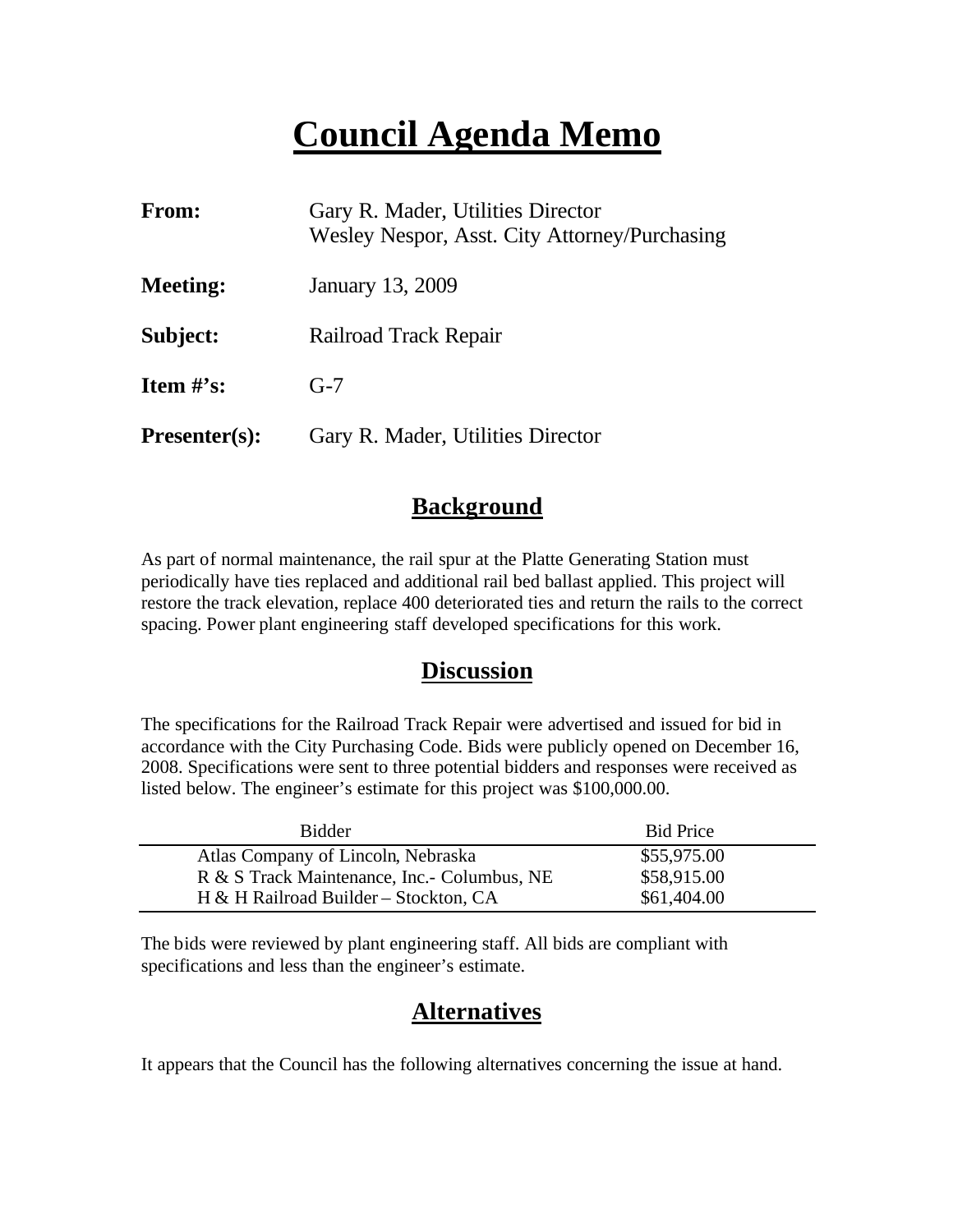# Council Agenda Memo

**From:** Gary R. Mader, Utilities Director
Wesley Nespor, Asst. City Attorney/Purchasing

**Meeting:** January 13, 2009

**Subject:** Railroad Track Repair

**Item #'s:** G-7

**Presenter(s):** Gary R. Mader, Utilities Director

## Background

As part of normal maintenance, the rail spur at the Platte Generating Station must periodically have ties replaced and additional rail bed ballast applied. This project will restore the track elevation, replace 400 deteriorated ties and return the rails to the correct spacing. Power plant engineering staff developed specifications for this work.

## Discussion

The specifications for the Railroad Track Repair were advertised and issued for bid in accordance with the City Purchasing Code. Bids were publicly opened on December 16, 2008. Specifications were sent to three potential bidders and responses were received as listed below. The engineer's estimate for this project was $100,000.00.

| Bidder | Bid Price |
|---|---|
| Atlas Company of Lincoln, Nebraska | $55,975.00 |
| R & S Track Maintenance, Inc.- Columbus, NE | $58,915.00 |
| H & H Railroad Builder – Stockton, CA | $61,404.00 |

The bids were reviewed by plant engineering staff. All bids are compliant with specifications and less than the engineer's estimate.

## Alternatives

It appears that the Council has the following alternatives concerning the issue at hand.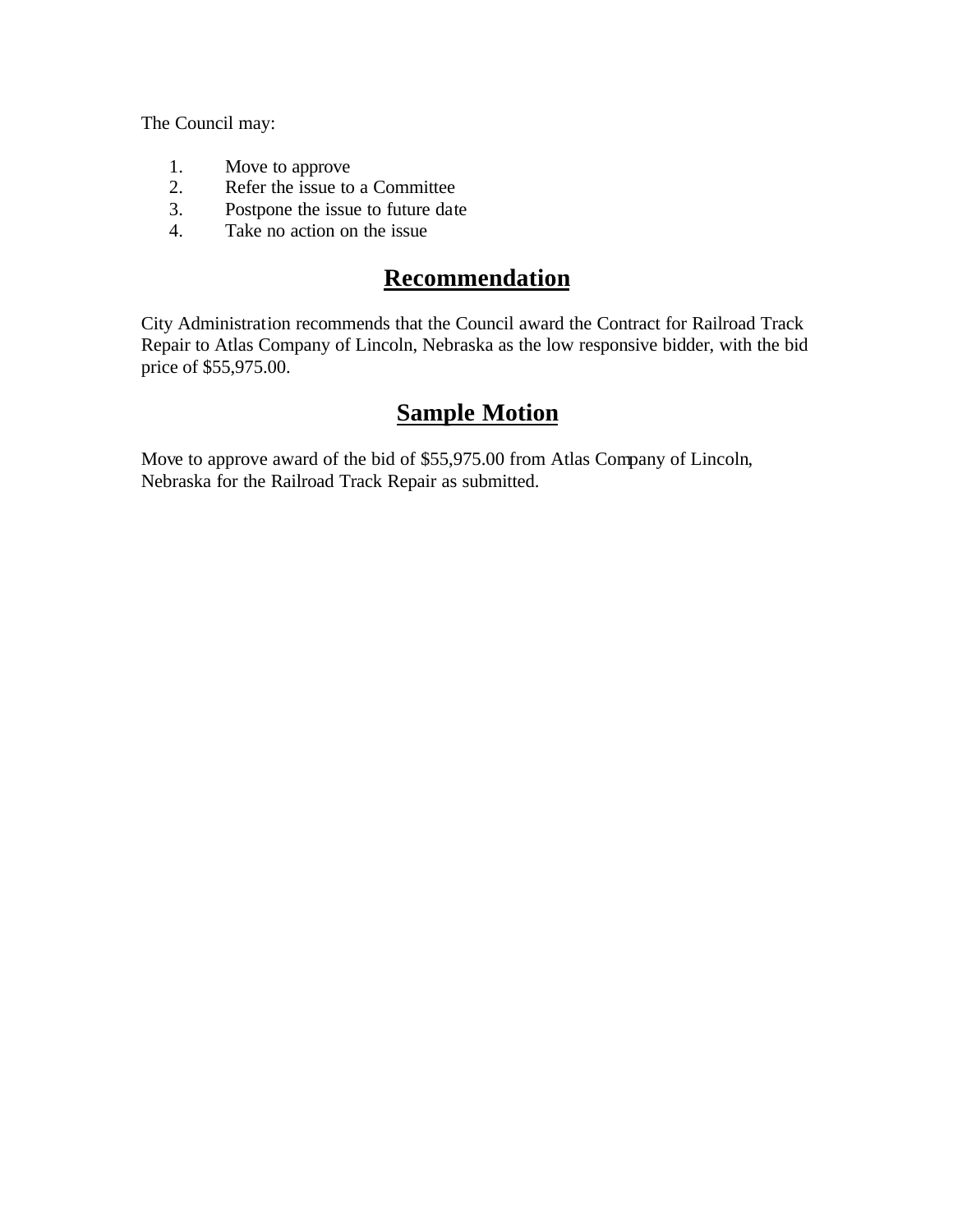The Council may:

1. Move to approve
2. Refer the issue to a Committee
3. Postpone the issue to future date
4. Take no action on the issue

## **Recommendation**

City Administration recommends that the Council award the Contract for Railroad Track Repair to Atlas Company of Lincoln, Nebraska as the low responsive bidder, with the bid price of $55,975.00.

## **Sample Motion**

Move to approve award of the bid of $55,975.00 from Atlas Company of Lincoln, Nebraska for the Railroad Track Repair as submitted.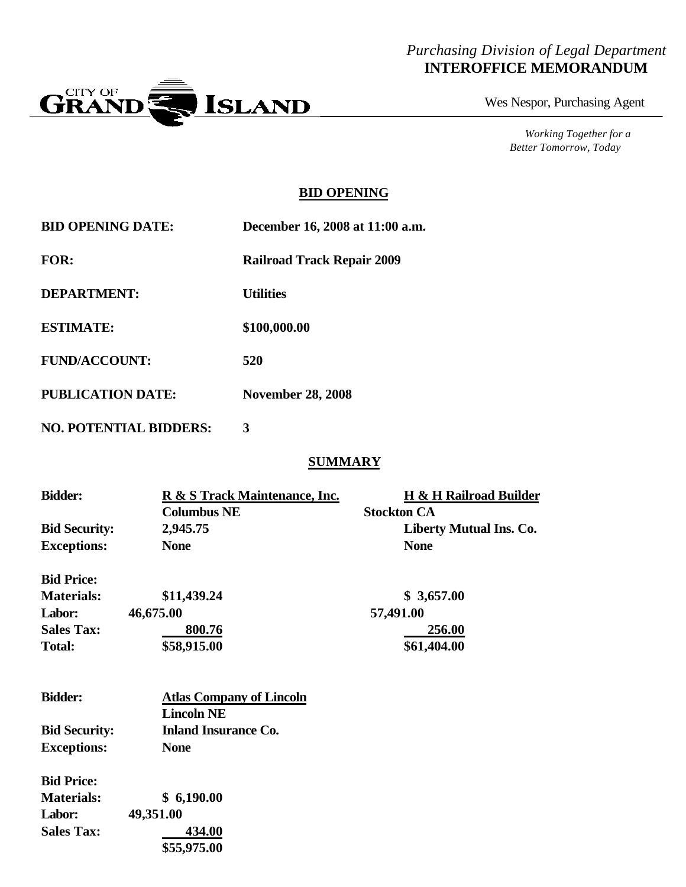*Purchasing Division of Legal Department*
**INTEROFFICE MEMORANDUM**

CITY OF GRAND ISLAND

Wes Nespor, Purchasing Agent

*Working Together for a Better Tomorrow, Today*

## BID OPENING

| | |
|---|---|
| **BID OPENING DATE:** | **December 16, 2008 at 11:00 a.m.** |
| **FOR:** | **Railroad Track Repair 2009** |
| **DEPARTMENT:** | **Utilities** |
| **ESTIMATE:** | **$100,000.00** |
| **FUND/ACCOUNT:** | **520** |
| **PUBLICATION DATE:** | **November 28, 2008** |
| **NO. POTENTIAL BIDDERS:** | **3** |

## SUMMARY

| | | |
|---|---|---|
| **Bidder:** | **R & S Track Maintenance, Inc.** | **H & H Railroad Builder** |
| | **Columbus NE** | **Stockton CA** |
| **Bid Security:** | **2,945.75** | **Liberty Mutual Ins. Co.** |
| **Exceptions:** | **None** | **None** |
| **Bid Price:** | | |
| **Materials:** | **$11,439.24** | **$ 3,657.00** |
| **Labor:** | **46,675.00** | **57,491.00** |
| **Sales Tax:** | **800.76** | **256.00** |
| **Total:** | **$58,915.00** | **$61,404.00** |

| | |
|---|---|
| **Bidder:** | **Atlas Company of Lincoln** |
| | **Lincoln NE** |
| **Bid Security:** | **Inland Insurance Co.** |
| **Exceptions:** | **None** |
| **Bid Price:** | |
| **Materials:** | **$ 6,190.00** |
| **Labor:** | **49,351.00** |
| **Sales Tax:** | **434.00** |
| | **$55,975.00** |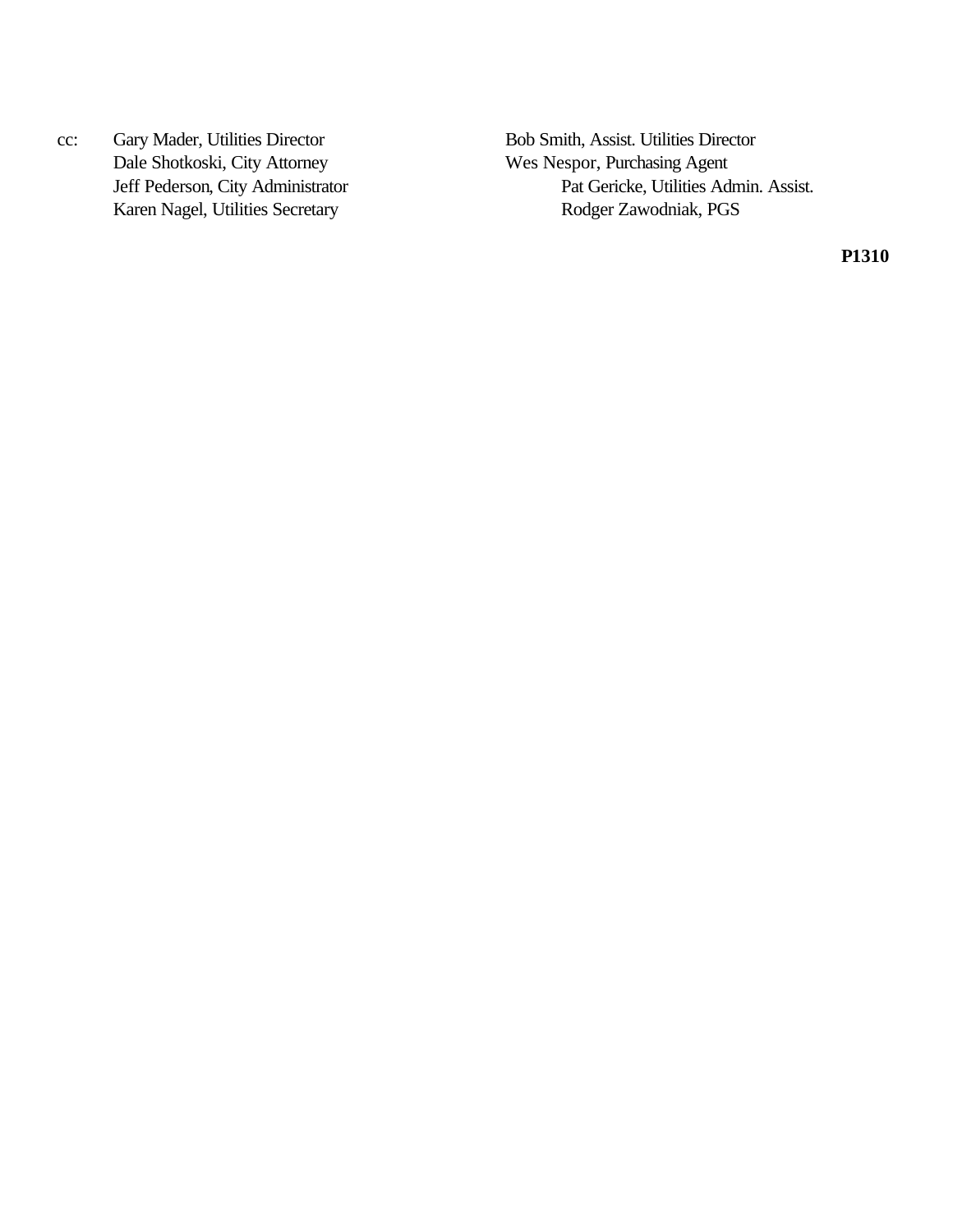cc: Gary Mader, Utilities Director
Dale Shotkoski, City Attorney
Jeff Pederson, City Administrator
Karen Nagel, Utilities Secretary
Bob Smith, Assist. Utilities Director
Wes Nespor, Purchasing Agent
Pat Gericke, Utilities Admin. Assist.
Rodger Zawodniak, PGS

**P1310**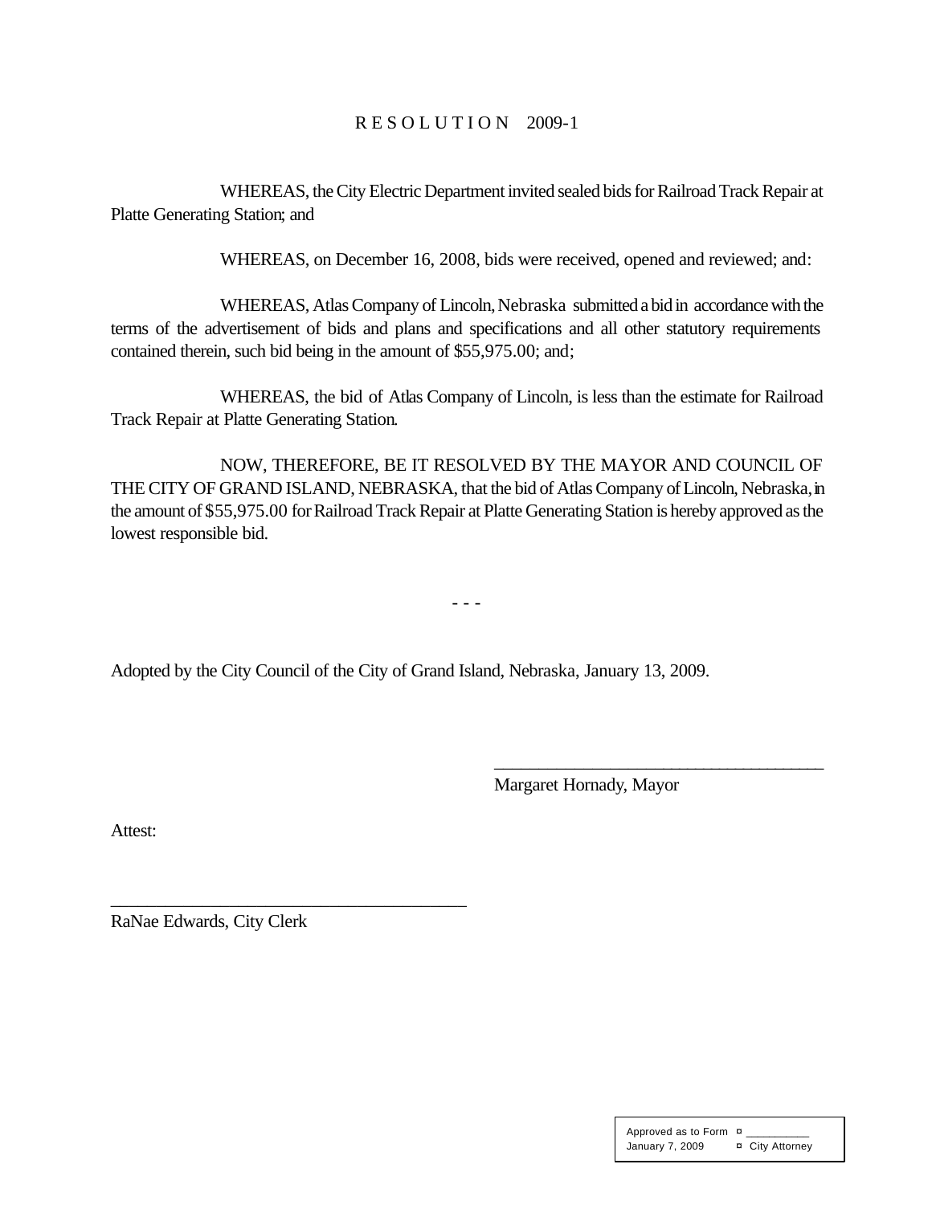# RESOLUTION 2009-1

WHEREAS, the City Electric Department invited sealed bids for Railroad Track Repair at Platte Generating Station; and

WHEREAS, on December 16, 2008, bids were received, opened and reviewed; and:

WHEREAS, Atlas Company of Lincoln, Nebraska submitted a bid in accordance with the terms of the advertisement of bids and plans and specifications and all other statutory requirements contained therein, such bid being in the amount of $55,975.00; and;

WHEREAS, the bid of Atlas Company of Lincoln, is less than the estimate for Railroad Track Repair at Platte Generating Station.

NOW, THEREFORE, BE IT RESOLVED BY THE MAYOR AND COUNCIL OF THE CITY OF GRAND ISLAND, NEBRASKA, that the bid of Atlas Company of Lincoln, Nebraska, in the amount of $55,975.00 for Railroad Track Repair at Platte Generating Station is hereby approved as the lowest responsible bid.

- - -

Adopted by the City Council of the City of Grand Island, Nebraska, January 13, 2009.

\_\_\_\_\_\_\_\_\_\_\_\_\_\_\_\_\_\_\_\_\_\_\_\_\_\_\_\_\_\_\_\_\_\_\_\_\_\_\_\_

Margaret Hornady, Mayor

Attest:

\_\_\_\_\_\_\_\_\_\_\_\_\_\_\_\_\_\_\_\_\_\_\_\_\_\_\_\_\_\_\_\_\_\_\_\_\_\_\_\_

RaNae Edwards, City Clerk

| | |
|---|---|
| Approved as to Form ¤ | \_\_\_\_\_\_\_\_\_\_ |
| January 7, 2009 | ¤ City Attorney |